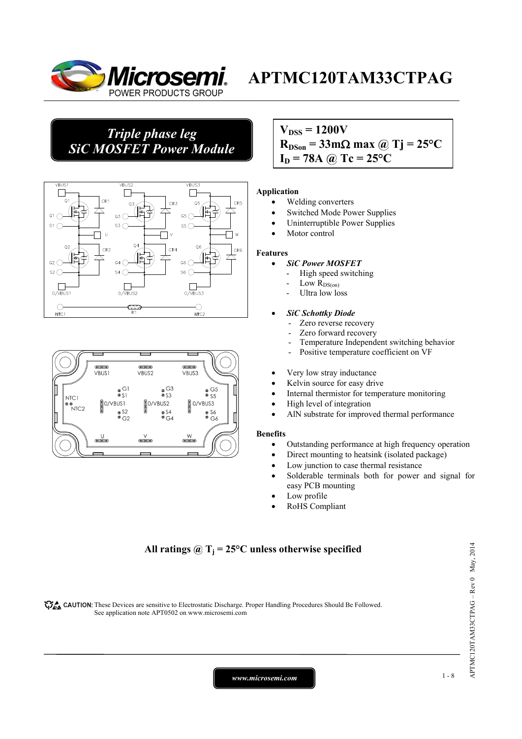# APTMC120TAM33CTPAG

## *Triple phase leg SiC MOSFET Power Module*

$V_{DSS}$ = 1200V
$R_{DSon}$ = 33mΩ max @ Tj = 25°C
$I_D$ = 78A @ Tc = 25°C

**Application**

- Welding converters
- Switched Mode Power Supplies
- Uninterruptible Power Supplies
- Motor control

**Features**

- ***SiC Power MOSFET***
  - High speed switching
  - Low $R_{DS(on)}$
  - Ultra low loss
- ***SiC Schottky Diode***
  - Zero reverse recovery
  - Zero forward recovery
  - Temperature Independent switching behavior
  - Positive temperature coefficient on VF
- Very low stray inductance
- Kelvin source for easy drive
- Internal thermistor for temperature monitoring
- High level of integration
- AlN substrate for improved thermal performance

**Benefits**

- Outstanding performance at high frequency operation
- Direct mounting to heatsink (isolated package)
- Low junction to case thermal resistance
- Solderable terminals both for power and signal for easy PCB mounting
- Low profile
- RoHS Compliant

**All ratings @ $T_j$ = 25°C unless otherwise specified**

CAUTION: These Devices are sensitive to Electrostatic Discharge. Proper Handling Procedures Should Be Followed. See application note APT0502 on www.microsemi.com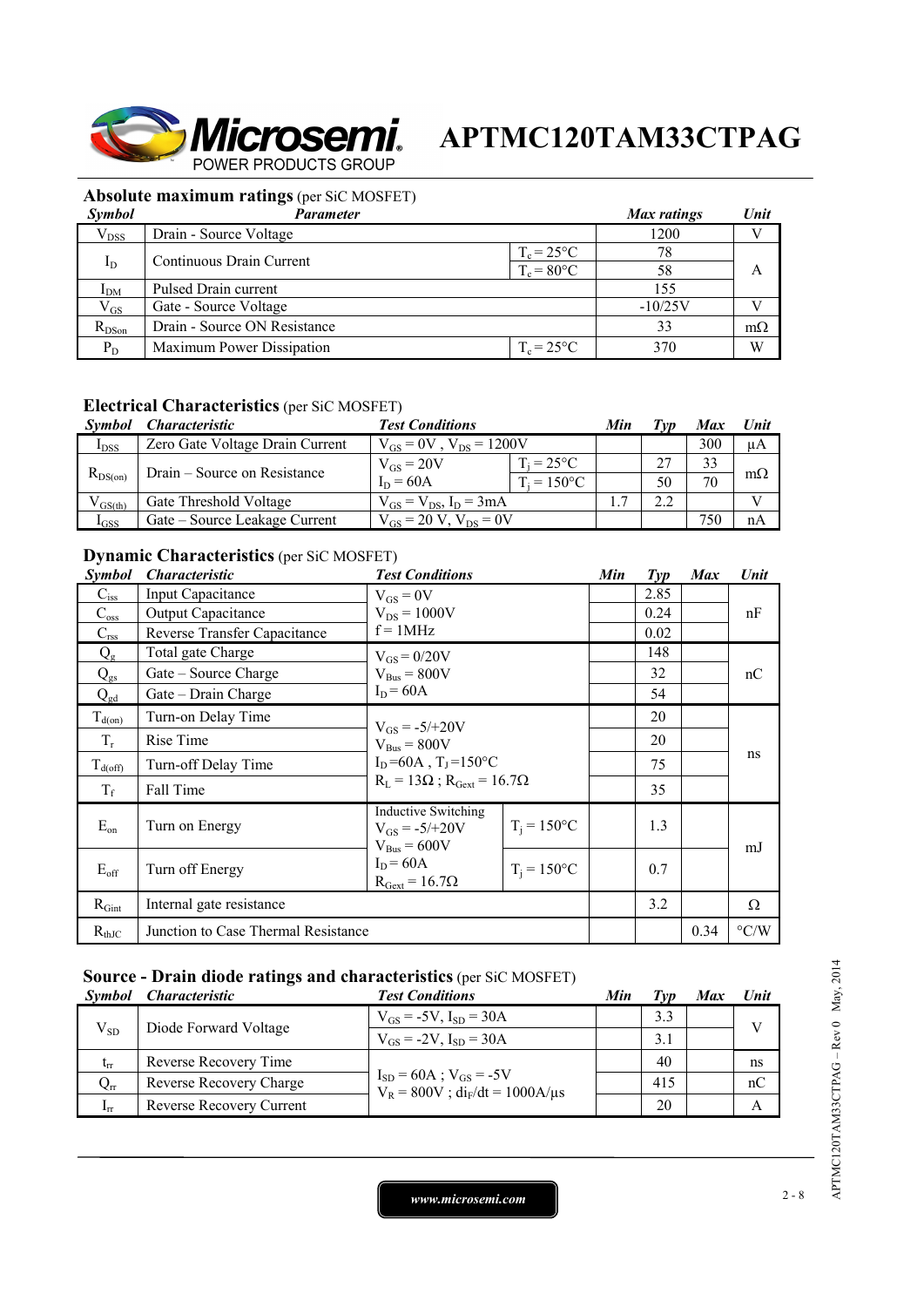# APTMC120TAM33CTPAG

## Absolute maximum ratings (per SiC MOSFET)

| Symbol | Parameter | | Max ratings | Unit |
|---|---|---|---|---|
| $V_{DSS}$ | Drain - Source Voltage | | 1200 | V |
| $I_D$ | Continuous Drain Current | $T_c = 25°C$ | 78 | A |
| | | $T_c = 80°C$ | 58 | |
| $I_{DM}$ | Pulsed Drain current | | 155 | |
| $V_{GS}$ | Gate - Source Voltage | | -10/25V | V |
| $R_{DSon}$ | Drain - Source ON Resistance | | 33 | mΩ |
| $P_D$ | Maximum Power Dissipation | $T_c = 25°C$ | 370 | W |

## Electrical Characteristics (per SiC MOSFET)

| Symbol | Characteristic | Test Conditions | | Min | Typ | Max | Unit |
|---|---|---|---|---|---|---|---|
| $I_{DSS}$ | Zero Gate Voltage Drain Current | $V_{GS} = 0V$ , $V_{DS} = 1200V$ | | | | 300 | µA |
| $R_{DS(on)}$ | Drain – Source on Resistance | $V_{GS} = 20V$ | $T_j = 25°C$ | | 27 | 33 | mΩ |
| | | $I_D = 60A$ | $T_j = 150°C$ | | 50 | 70 | |
| $V_{GS(th)}$ | Gate Threshold Voltage | $V_{GS} = V_{DS}$, $I_D = 3mA$ | | 1.7 | 2.2 | | V |
| $I_{GSS}$ | Gate – Source Leakage Current | $V_{GS} = 20$ V, $V_{DS} = 0V$ | | | | 750 | nA |

## Dynamic Characteristics (per SiC MOSFET)

| Symbol | Characteristic | Test Conditions | | Min | Typ | Max | Unit |
|---|---|---|---|---|---|---|---|
| $C_{iss}$ | Input Capacitance | $V_{GS} = 0V$ | | | 2.85 | | nF |
| $C_{oss}$ | Output Capacitance | $V_{DS} = 1000V$ | | | 0.24 | | |
| $C_{rss}$ | Reverse Transfer Capacitance | f = 1MHz | | | 0.02 | | |
| $Q_g$ | Total gate Charge | $V_{GS} = 0/20V$ | | | 148 | | nC |
| $Q_{gs}$ | Gate – Source Charge | $V_{Bus} = 800V$ | | | 32 | | |
| $Q_{gd}$ | Gate – Drain Charge | $I_D = 60A$ | | | 54 | | |
| $T_{d(on)}$ | Turn-on Delay Time | $V_{GS} = -5/+20V$ | | | 20 | | ns |
| $T_r$ | Rise Time | $V_{Bus} = 800V$ | | | 20 | | |
| $T_{d(off)}$ | Turn-off Delay Time | $I_D = 60A$ , $T_J = 150°C$ | | | 75 | | |
| $T_f$ | Fall Time | $R_L = 13Ω$ ; $R_{Gext} = 16.7Ω$ | | | 35 | | |
| $E_{on}$ | Turn on Energy | Inductive Switching $V_{GS} = -5/+20V$ $V_{Bus} = 600V$ | $T_j = 150°C$ | | 1.3 | | mJ |
| $E_{off}$ | Turn off Energy | $I_D = 60A$ $R_{Gext} = 16.7Ω$ | $T_j = 150°C$ | | 0.7 | | |
| $R_{Gint}$ | Internal gate resistance | | | | 3.2 | | Ω |
| $R_{thJC}$ | Junction to Case Thermal Resistance | | | | | 0.34 | °C/W |

## Source - Drain diode ratings and characteristics (per SiC MOSFET)

| Symbol | Characteristic | Test Conditions | Min | Typ | Max | Unit |
|---|---|---|---|---|---|---|
| $V_{SD}$ | Diode Forward Voltage | $V_{GS} = -5V$, $I_{SD} = 30A$ | | 3.3 | | V |
| | | $V_{GS} = -2V$, $I_{SD} = 30A$ | | 3.1 | | |
| $t_{rr}$ | Reverse Recovery Time | $I_{SD} = 60A$ ; $V_{GS} = -5V$ | | 40 | | ns |
| $Q_{rr}$ | Reverse Recovery Charge | $V_R = 800V$ ; $di_F/dt = 1000A/µs$ | | 415 | | nC |
| $I_{rr}$ | Reverse Recovery Current | | | 20 | | A |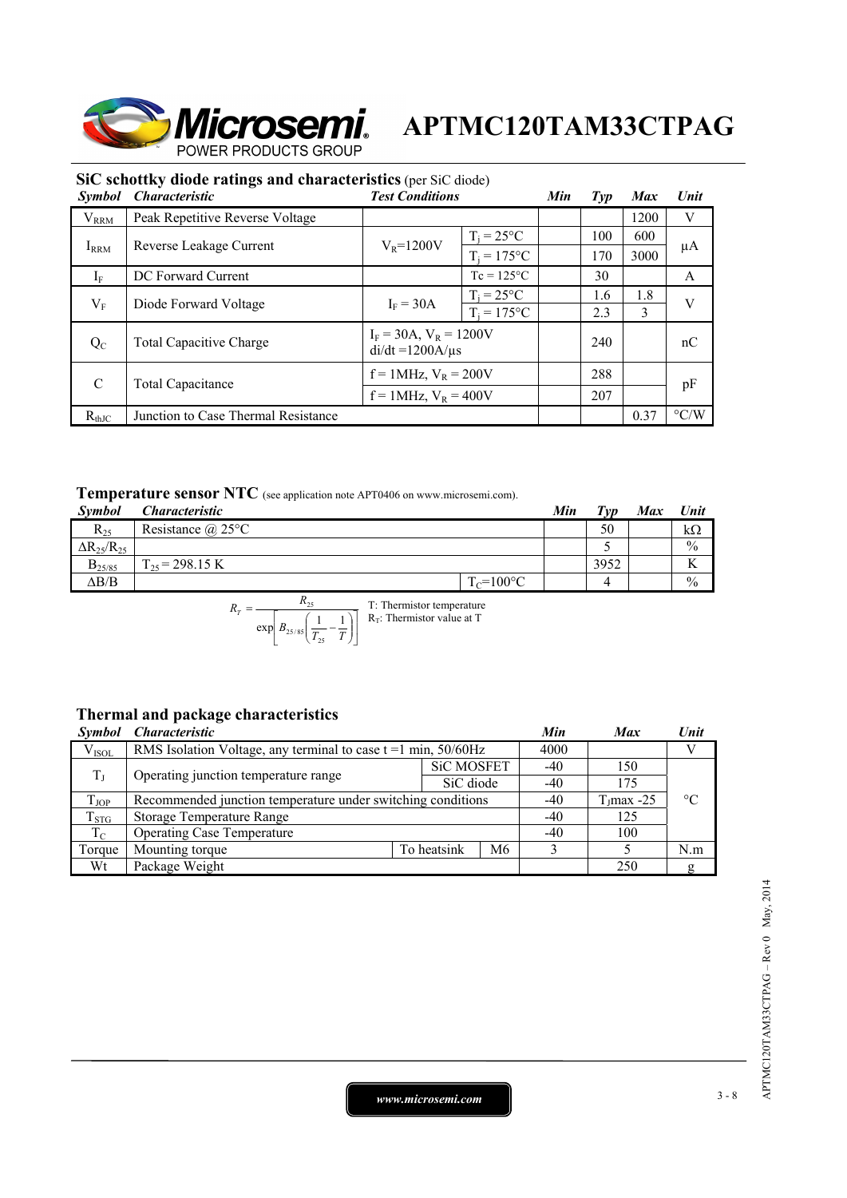## SiC schottky diode ratings and characteristics (per SiC diode)

| *Symbol* | *Characteristic* | *Test Conditions* | | *Min* | *Typ* | *Max* | *Unit* |
|---|---|---|---|---|---|---|---|
| $V_{RRM}$ | Peak Repetitive Reverse Voltage | | | | | 1200 | V |
| $I_{RRM}$ | Reverse Leakage Current | $V_R$=1200V | $T_j$ = 25°C | | 100 | 600 | µA |
| | | | $T_j$ = 175°C | | 170 | 3000 | |
| $I_F$ | DC Forward Current | | Tc = 125°C | | 30 | | A |
| $V_F$ | Diode Forward Voltage | $I_F$ = 30A | $T_j$ = 25°C | | 1.6 | 1.8 | V |
| | | | $T_j$ = 175°C | | 2.3 | 3 | |
| $Q_C$ | Total Capacitive Charge | $I_F$ = 30A, $V_R$ = 1200V di/dt =1200A/µs | | | 240 | | nC |
| C | Total Capacitance | f = 1MHz, $V_R$ = 200V | | | 288 | | pF |
| | | f = 1MHz, $V_R$ = 400V | | | 207 | | |
| $R_{thJC}$ | Junction to Case Thermal Resistance | | | | | 0.37 | °C/W |

## Temperature sensor NTC (see application note APT0406 on www.microsemi.com).

| *Symbol* | *Characteristic* | | *Min* | *Typ* | *Max* | *Unit* |
|---|---|---|---|---|---|---|
| $R_{25}$ | Resistance @ 25°C | | | 50 | | kΩ |
| $\Delta R_{25}/R_{25}$ | | | | 5 | | % |
| $B_{25/85}$ | $T_{25}$ = 298.15 K | | | 3952 | | K |
| ΔB/B | | $T_C$=100°C | | 4 | | % |

$$R_T = \frac{R_{25}}{\exp\left[B_{25/85}\left(\frac{1}{T_{25}} - \frac{1}{T}\right)\right]}$$

T: Thermistor temperature
$R_T$: Thermistor value at T

## Thermal and package characteristics

| *Symbol* | *Characteristic* | | | *Min* | *Max* | *Unit* |
|---|---|---|---|---|---|---|
| $V_{ISOL}$ | RMS Isolation Voltage, any terminal to case t =1 min, 50/60Hz | | | 4000 | | V |
| $T_J$ | Operating junction temperature range | SiC MOSFET | | -40 | 150 | °C |
| | | SiC diode | | -40 | 175 | |
| $T_{JOP}$ | Recommended junction temperature under switching conditions | | | -40 | $T_J$max -25 | |
| $T_{STG}$ | Storage Temperature Range | | | -40 | 125 | |
| $T_C$ | Operating Case Temperature | | | -40 | 100 | |
| Torque | Mounting torque | To heatsink | M6 | 3 | 5 | N.m |
| Wt | Package Weight | | | | 250 | g |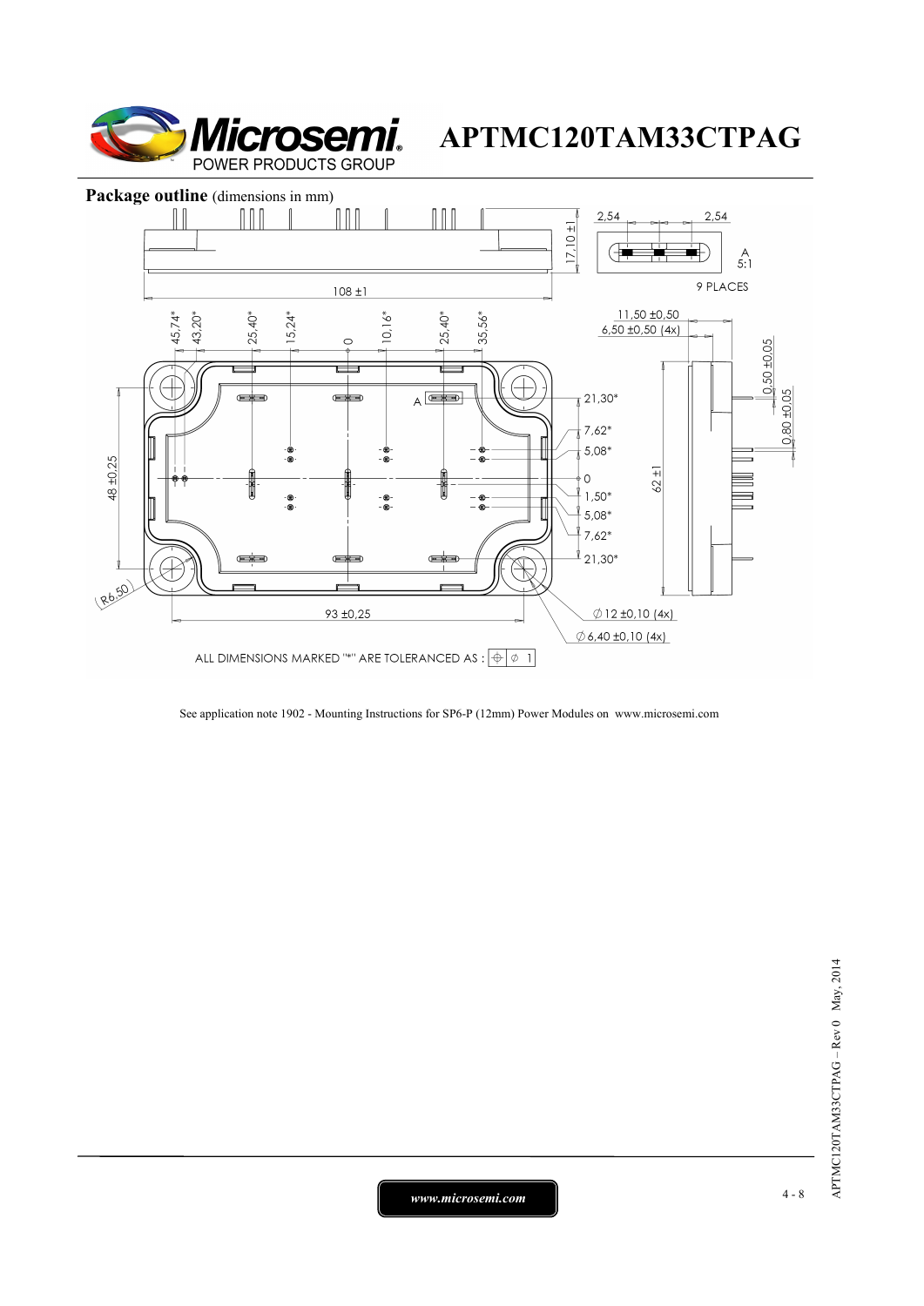**Package outline** (dimensions in mm)

ALL DIMENSIONS MARKED "*" ARE TOLERANCED AS : ⊕ ∅ 1

See application note 1902 - Mounting Instructions for SP6-P (12mm) Power Modules on www.microsemi.com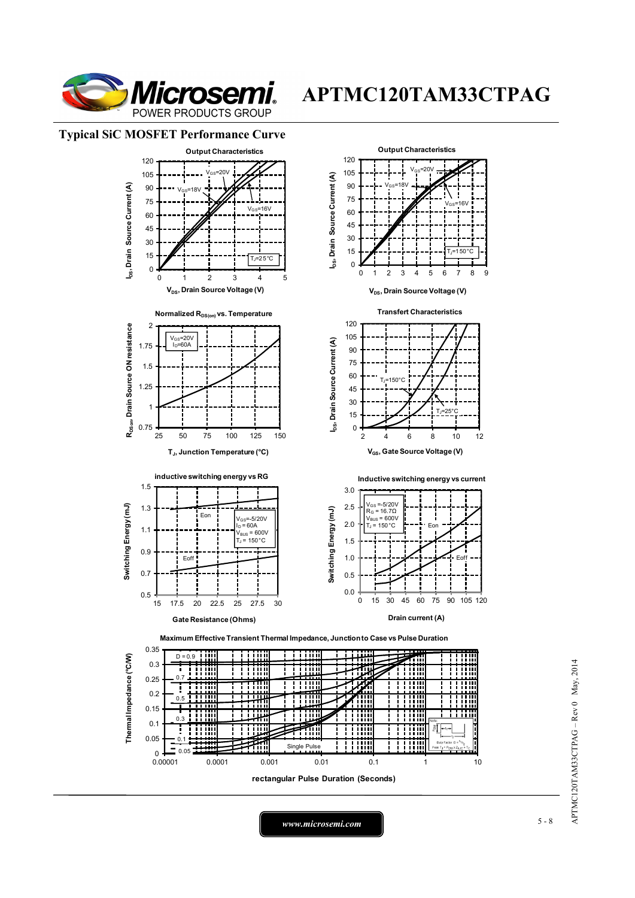## Typical SiC MOSFET Performance Curve

**Output Characteristics**

$V_{GS}$=20V, $V_{GS}$=18V, $V_{GS}$=16V, $T_J$=25°C

$I_{DS}$, Drain Source Current (A) vs. $V_{DS}$, Drain Source Voltage (V)

**Output Characteristics**

$V_{GS}$=20V, $V_{GS}$=18V, $V_{GS}$=16V, $T_J$=150°C

$I_{DS}$, Drain Source Current (A) vs. $V_{DS}$, Drain Source Voltage (V)

**Normalized $R_{DS(on)}$ vs. Temperature**

$V_{GS}$=20V, $I_D$=60A

$R_{DSon}$ Drain Source ON resistance vs. $T_J$, Junction Temperature (°C)

**Transfert Characteristics**

$T_J$=150°C, $T_J$=25°C

$I_{DS}$, Drain Source Current (A) vs. $V_{GS}$, Gate Source Voltage (V)

**inductive switching energy vs RG**

$V_{GS}$=-5/20V, $I_D$ = 60A, $V_{BUS}$ = 600V, $T_J$ = 150°C

Eon, Eoff

Switching Energy (mJ) vs. Gate Resistance (Ohms)

**Inductive switching energy vs current**

$V_{GS}$ =-5/20V, $R_G$ = 16.7Ω, $V_{BUS}$ = 600V, $T_J$ = 150°C

Eon, Eoff

Switching Energy (mJ) vs. Drain current (A)

**Maximum Effective Transient Thermal Impedance, Junction to Case vs Pulse Duration**

D = 0.9, 0.7, 0.5, 0.3, 0.1, 0.05, Single Pulse

Note: Duty Factor $D = t_1/t_2$; Peak $T_J = P_{DM} \times Z_{\theta JC} + T_C$

Thermal Impedance (°C/W) vs. rectangular Pulse Duration (Seconds)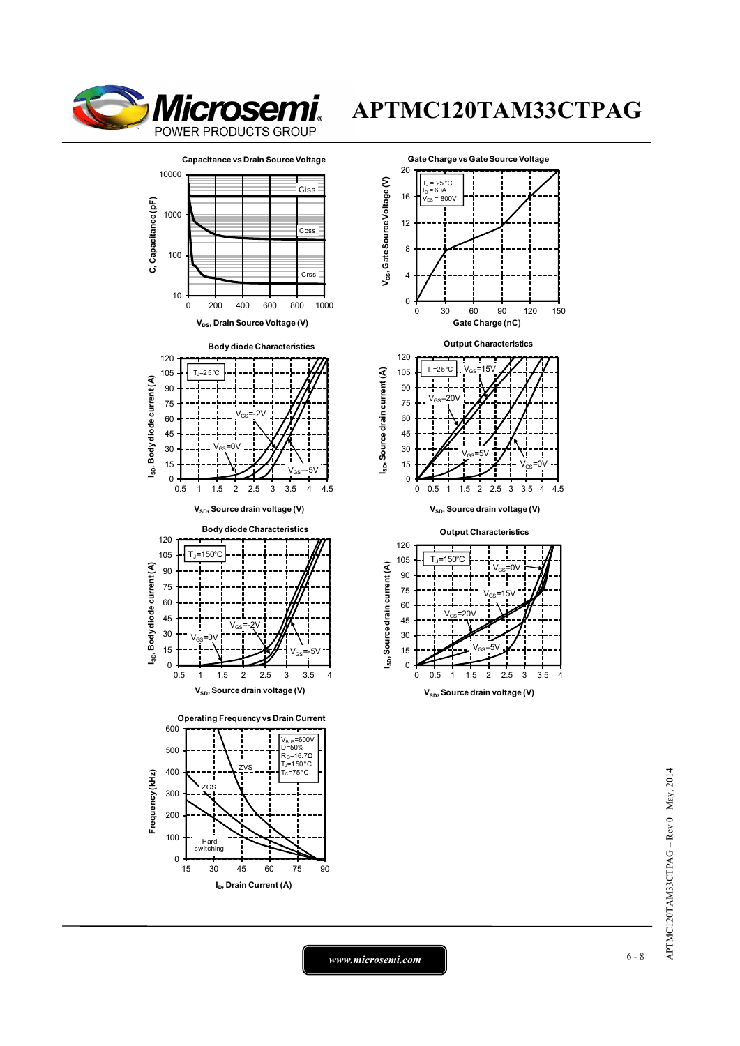# APTMC120TAM33CTPAG

**Capacitance vs Drain Source Voltage**

C, Capacitance (pF) — Ciss, Coss, Crss

$V_{DS}$, Drain Source Voltage (V)

**Gate Charge vs Gate Source Voltage**

$T_J$ = 25°C
$I_D$ = 60A
$V_{DS}$ = 800V

$V_{GS}$, Gate Source Voltage (V)

Gate Charge (nC)

**Body diode Characteristics**

$T_J$=25°C

$V_{GS}$=0V, $V_{GS}$=-2V, $V_{GS}$=-5V

$I_{SD}$, Body diode current (A)

$V_{SD}$, Source drain voltage (V)

**Output Characteristics**

$T_J$=25°C

$V_{GS}$=15V, $V_{GS}$=20V, $V_{GS}$=5V, $V_{GS}$=0V

$I_{SD}$, Source drain current (A)

$V_{SD}$, Source drain voltage (V)

**Body diode Characteristics**

$T_J$=150°C

$V_{GS}$=0V, $V_{GS}$=-2V, $V_{GS}$=-5V

$I_{SD}$, Body diode current (A)

$V_{SD}$, Source drain voltage (V)

**Output Characteristics**

$T_J$=150°C

$V_{GS}$=0V, $V_{GS}$=15V, $V_{GS}$=20V, $V_{GS}$=5V

$I_{SD}$, Source drain current (A)

$V_{SD}$, Source drain voltage (V)

**Operating Frequency vs Drain Current**

$V_{BUS}$=600V
D=50%
$R_G$=16.7Ω
$T_J$=150°C
$T_C$=75°C

ZVS, ZCS, Hard switching

Frequency (kHz)

$I_D$, Drain Current (A)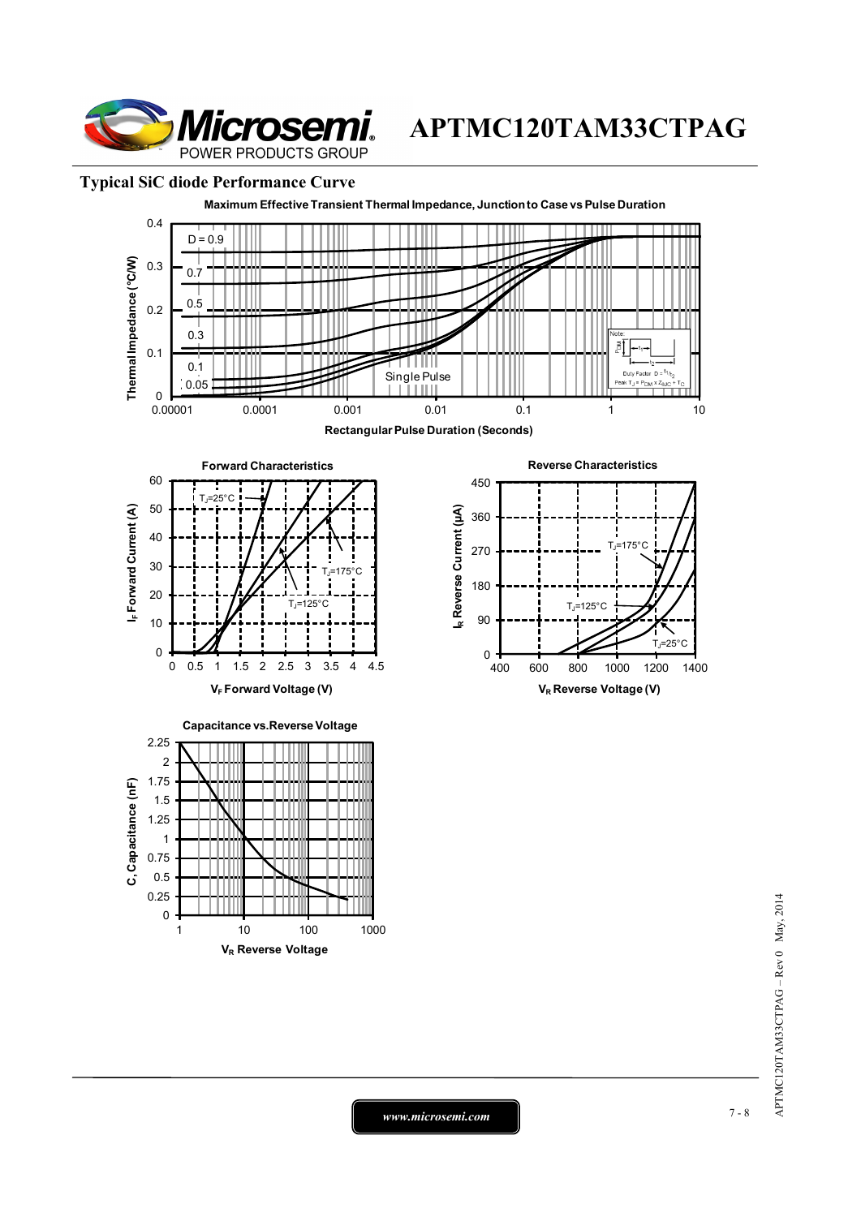## Typical SiC diode Performance Curve

**Maximum Effective Transient Thermal Impedance, Junction to Case vs Pulse Duration**

Thermal Impedance (°C/W) vs Rectangular Pulse Duration (Seconds)

D = 0.9, 0.7, 0.5, 0.3, 0.1, 0.05, Single Pulse

Note: Duty Factor $D = t_1/t_2$; Peak $T_J = P_{DM} \times Z_{thJC} + T_C$

**Forward Characteristics**

$I_F$ Forward Current (A) vs $V_F$ Forward Voltage (V)

$T_J$=25°C, $T_J$=125°C, $T_J$=175°C

**Reverse Characteristics**

$I_R$ Reverse Current (µA) vs $V_R$ Reverse Voltage (V)

$T_J$=175°C, $T_J$=125°C, $T_J$=25°C

**Capacitance vs.Reverse Voltage**

C, Capacitance (nF) vs $V_R$ Reverse Voltage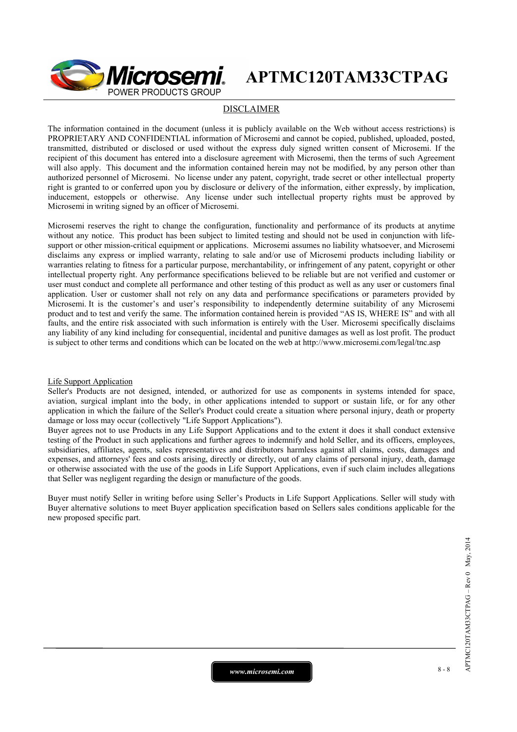## DISCLAIMER

The information contained in the document (unless it is publicly available on the Web without access restrictions) is PROPRIETARY AND CONFIDENTIAL information of Microsemi and cannot be copied, published, uploaded, posted, transmitted, distributed or disclosed or used without the express duly signed written consent of Microsemi. If the recipient of this document has entered into a disclosure agreement with Microsemi, then the terms of such Agreement will also apply. This document and the information contained herein may not be modified, by any person other than authorized personnel of Microsemi. No license under any patent, copyright, trade secret or other intellectual property right is granted to or conferred upon you by disclosure or delivery of the information, either expressly, by implication, inducement, estoppels or otherwise. Any license under such intellectual property rights must be approved by Microsemi in writing signed by an officer of Microsemi.

Microsemi reserves the right to change the configuration, functionality and performance of its products at anytime without any notice. This product has been subject to limited testing and should not be used in conjunction with life-support or other mission-critical equipment or applications. Microsemi assumes no liability whatsoever, and Microsemi disclaims any express or implied warranty, relating to sale and/or use of Microsemi products including liability or warranties relating to fitness for a particular purpose, merchantability, or infringement of any patent, copyright or other intellectual property right. Any performance specifications believed to be reliable but are not verified and customer or user must conduct and complete all performance and other testing of this product as well as any user or customers final application. User or customer shall not rely on any data and performance specifications or parameters provided by Microsemi. It is the customer's and user's responsibility to independently determine suitability of any Microsemi product and to test and verify the same. The information contained herein is provided "AS IS, WHERE IS" and with all faults, and the entire risk associated with such information is entirely with the User. Microsemi specifically disclaims any liability of any kind including for consequential, incidental and punitive damages as well as lost profit. The product is subject to other terms and conditions which can be located on the web at http://www.microsemi.com/legal/tnc.asp

### Life Support Application

Seller's Products are not designed, intended, or authorized for use as components in systems intended for space, aviation, surgical implant into the body, in other applications intended to support or sustain life, or for any other application in which the failure of the Seller's Product could create a situation where personal injury, death or property damage or loss may occur (collectively "Life Support Applications").

Buyer agrees not to use Products in any Life Support Applications and to the extent it does it shall conduct extensive testing of the Product in such applications and further agrees to indemnify and hold Seller, and its officers, employees, subsidiaries, affiliates, agents, sales representatives and distributors harmless against all claims, costs, damages and expenses, and attorneys' fees and costs arising, directly or directly, out of any claims of personal injury, death, damage or otherwise associated with the use of the goods in Life Support Applications, even if such claim includes allegations that Seller was negligent regarding the design or manufacture of the goods.

Buyer must notify Seller in writing before using Seller's Products in Life Support Applications. Seller will study with Buyer alternative solutions to meet Buyer application specification based on Sellers sales conditions applicable for the new proposed specific part.